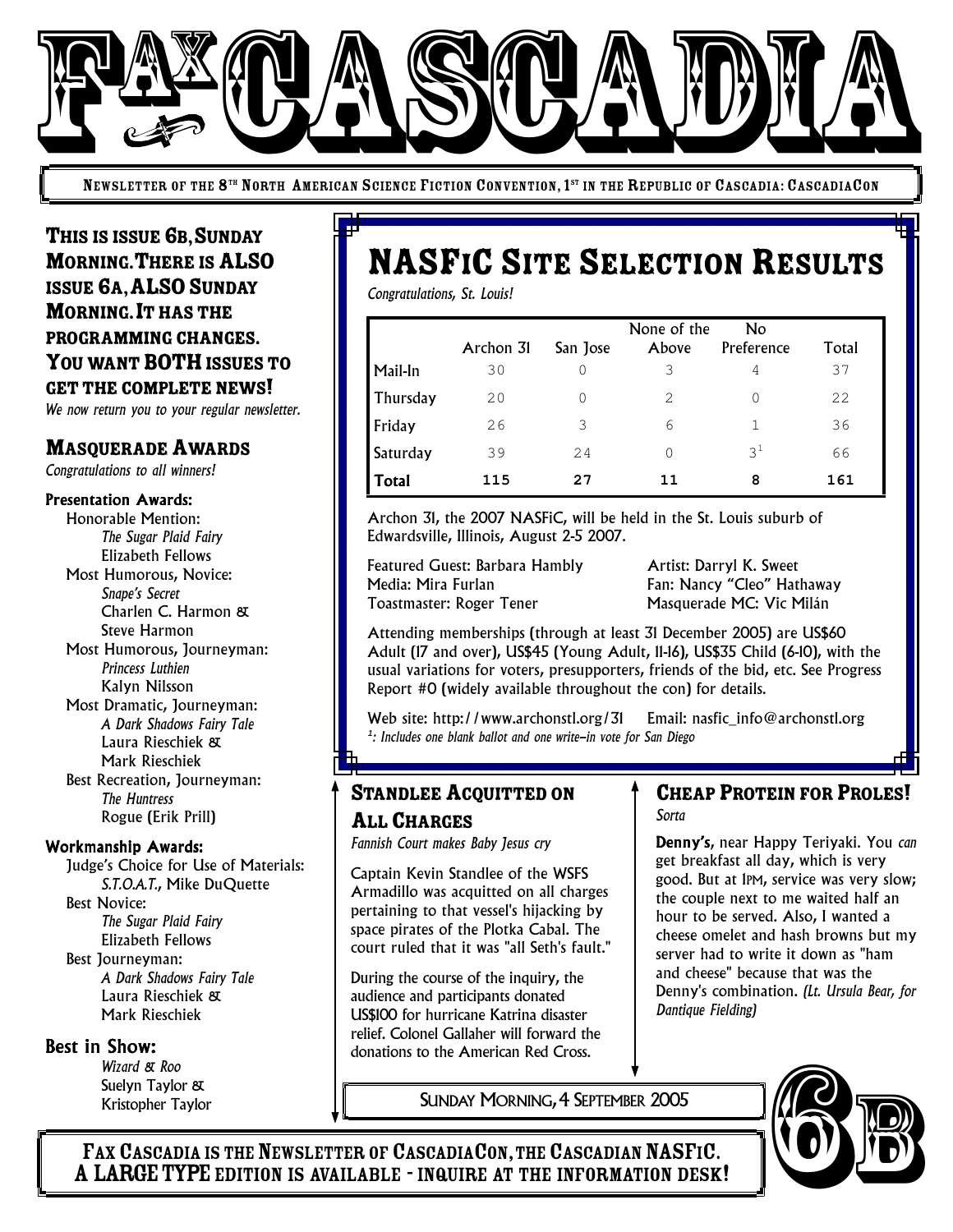# FAX CASCADIA

NEWSLETTER OF THE 8TH NORTH AMERICAN SCIENCE FICTION CONVENTION, 1ST IN THE REPUBLIC OF CASCADIA: CASCADIACON

**THIS IS ISSUE 6B, SUNDAY MORNING. THERE IS ALSO ISSUE 6A, ALSO SUNDAY MORNING. IT HAS THE PROGRAMMING CHANGES. YOU WANT BOTH ISSUES TO GET THE COMPLETE NEWS!**

*We now return you to your regular newsletter.*

## MASQUERADE AWARDS

*Congratulations to all winners!*

### Presentation Awards:

- Honorable Mention:
  - *The Sugar Plaid Fairy*
  - Elizabeth Fellows
- Most Humorous, Novice:
  - *Snape's Secret*
  - Charlen C. Harmon & Steve Harmon
- Most Humorous, Journeyman:
  - *Princess Luthien*
  - Kalyn Nilsson
- Most Dramatic, Journeyman:
  - *A Dark Shadows Fairy Tale*
  - Laura Rieschiek & Mark Rieschiek
- Best Recreation, Journeyman:
  - *The Huntress*
  - Rogue (Erik Prill)

### Workmanship Awards:

- Judge's Choice for Use of Materials:
  - *S.T.O.A.T.*, Mike DuQuette
- Best Novice:
  - *The Sugar Plaid Fairy*
  - Elizabeth Fellows
- Best Journeyman:
  - *A Dark Shadows Fairy Tale*
  - Laura Rieschiek & Mark Rieschiek

### Best in Show:

- *Wizard & Roo*
- Suelyn Taylor & Kristopher Taylor

## NASFIC SITE SELECTION RESULTS

*Congratulations, St. Louis!*

| | Archon 31 | San Jose | None of the Above | No Preference | Total |
|---|---|---|---|---|---|
| Mail-In | 30 | 0 | 3 | 4 | 37 |
| Thursday | 20 | 0 | 2 | 0 | 22 |
| Friday | 26 | 3 | 6 | 1 | 36 |
| Saturday | 39 | 24 | 0 | 3[1] | 66 |
| **Total** | **115** | **27** | **11** | **8** | **161** |

Archon 31, the 2007 NASFiC, will be held in the St. Louis suburb of Edwardsville, Illinois, August 2-5 2007.

Featured Guest: Barbara Hambly
Media: Mira Furlan
Toastmaster: Roger Tener
Artist: Darryl K. Sweet
Fan: Nancy "Cleo" Hathaway
Masquerade MC: Vic Milán

Attending memberships (through at least 31 December 2005) are US$60 Adult (17 and over), US$45 (Young Adult, 11-16), US$35 Child (6-10), with the usual variations for voters, presupporters, friends of the bid, etc. See Progress Report #0 (widely available throughout the con) for details.

Web site: http://www.archonstl.org/31 Email: nasfic_info@archonstl.org

*[1]: Includes one blank ballot and one write-in vote for San Diego*

## STANDLEE ACQUITTED ON ALL CHARGES

*Fannish Court makes Baby Jesus cry*

Captain Kevin Standlee of the WSFS Armadillo was acquitted on all charges pertaining to that vessel's hijacking by space pirates of the Plotka Cabal. The court ruled that it was "all Seth's fault."

During the course of the inquiry, the audience and participants donated US$100 for hurricane Katrina disaster relief. Colonel Gallaher will forward the donations to the American Red Cross.

## CHEAP PROTEIN FOR PROLES!

*Sorta*

**Denny's,** near Happy Teriyaki. You *can* get breakfast all day, which is very good. But at 1PM, service was very slow; the couple next to me waited half an hour to be served. Also, I wanted a cheese omelet and hash browns but my server had to write it down as "ham and cheese" because that was the Denny's combination. *(Lt. Ursula Bear, for Dantique Fielding)*

SUNDAY MORNING, 4 SEPTEMBER 2005

6B

**FAX CASCADIA IS THE NEWSLETTER OF CASCADIACON, THE CASCADIAN NASFIC. A LARGE TYPE EDITION IS AVAILABLE - INQUIRE AT THE INFORMATION DESK!**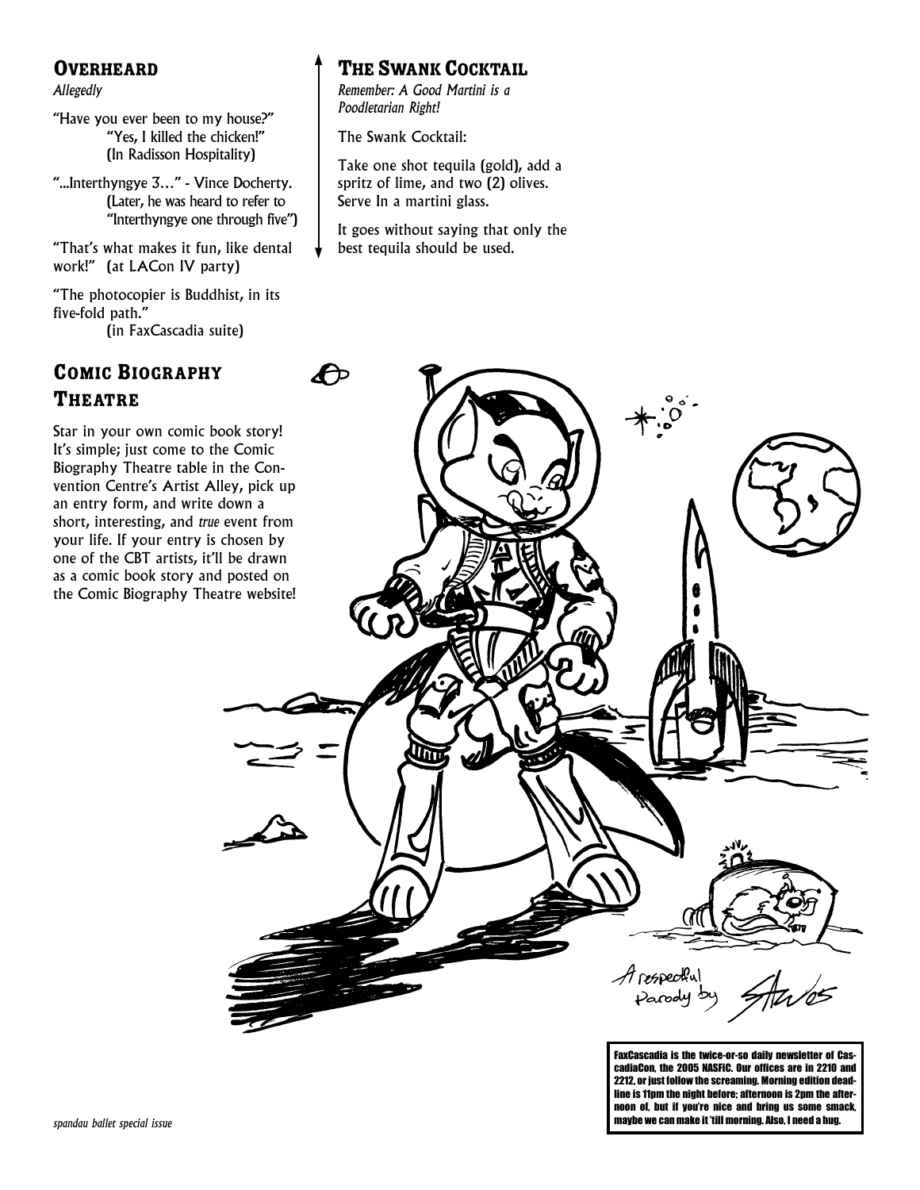## Overheard

*Allegedly*

"Have you ever been to my house?"
"Yes, I killed the chicken!"
(In Radisson Hospitality)

"...Interthyngye 3..." - Vince Docherty.
(Later, he was heard to refer to "Interthyngye one through five")

"That's what makes it fun, like dental work!" (at LACon IV party)

"The photocopier is Buddhist, in its five-fold path."
(in FaxCascadia suite)

## Comic Biography Theatre

Star in your own comic book story! It's simple; just come to the Comic Biography Theatre table in the Convention Centre's Artist Alley, pick up an entry form, and write down a short, interesting, and *true* event from your life. If your entry is chosen by one of the CBT artists, it'll be drawn as a comic book story and posted on the Comic Biography Theatre website!

## The Swank Cocktail

*Remember: A Good Martini is a Poodletarian Right!*

The Swank Cocktail:

Take one shot tequila (gold), add a spritz of lime, and two (2) olives. Serve In a martini glass.

It goes without saying that only the best tequila should be used.

A respectful parody by Stew '05

**FaxCascadia is the twice-or-so daily newsletter of CascadiaCon, the 2005 NASFiC. Our offices are in 2210 and 2212, or just follow the screaming. Morning edition deadline is 11pm the night before; afternoon is 2pm the afternoon of, but if you're nice and bring us some smack, maybe we can make it 'till morning. Also, I need a hug.**

*spandau ballet special issue*